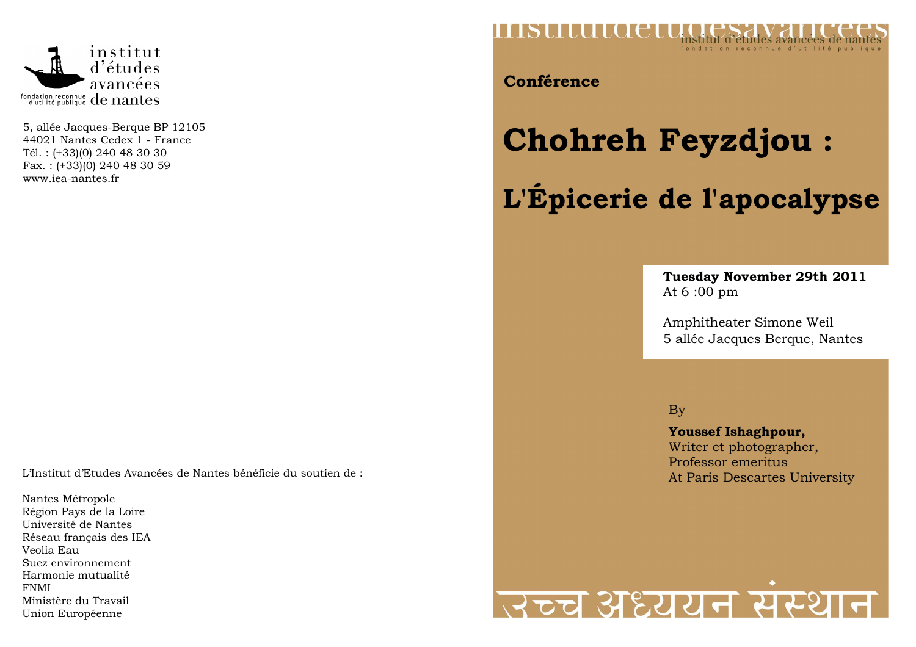institut d'études avancées de nantes

fondation reconnue d'utilité publique

5, allée Jacques-Berque BP 12105
44021 Nantes Cedex 1 - France
Tél. : (+33)(0) 240 48 30 30
Fax. : (+33)(0) 240 48 30 59
www.iea-nantes.fr

L'Institut d'Etudes Avancées de Nantes bénéficie du soutien de :

Nantes Métropole
Région Pays de la Loire
Université de Nantes
Réseau français des IEA
Veolia Eau
Suez environnement
Harmonie mutualité
FNMI
Ministère du Travail
Union Européenne

institutdetudesavancees
institut d'études avancées de nantes
fondation reconnue d'utilité publique

**Conférence**

# Chohreh Feyzdjou :

# L'Épicerie de l'apocalypse

**Tuesday November 29th 2011**
At 6 :00 pm

Amphitheater Simone Weil
5 allée Jacques Berque, Nantes

By

**Youssef Ishaghpour,**
Writer et photographer,
Professor emeritus
At Paris Descartes University

उच्च अध्ययन संस्थान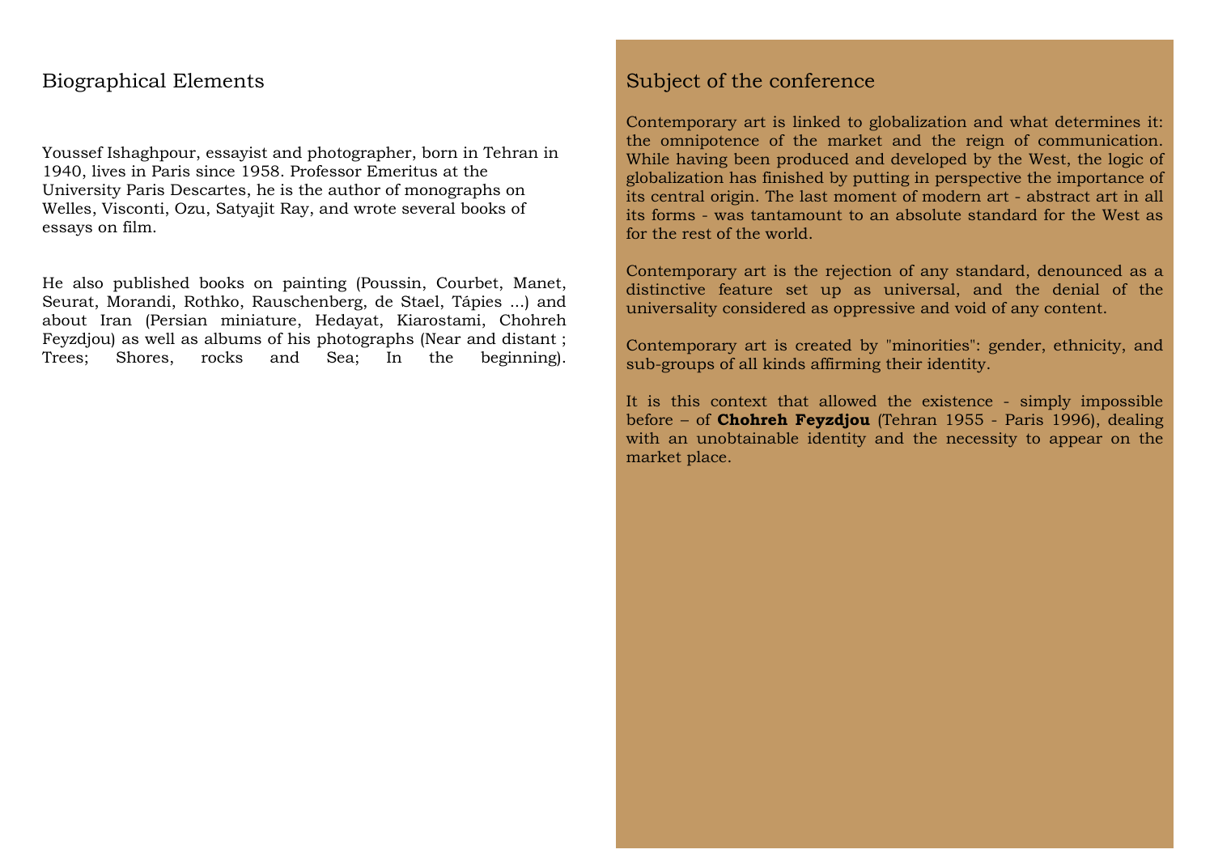## Biographical Elements

Youssef Ishaghpour, essayist and photographer, born in Tehran in 1940, lives in Paris since 1958. Professor Emeritus at the University Paris Descartes, he is the author of monographs on Welles, Visconti, Ozu, Satyajit Ray, and wrote several books of essays on film.

He also published books on painting (Poussin, Courbet, Manet, Seurat, Morandi, Rothko, Rauschenberg, de Stael, Tápies ...) and about Iran (Persian miniature, Hedayat, Kiarostami, Chohreh Feyzdjou) as well as albums of his photographs (Near and distant ; Trees; Shores, rocks and Sea; In the beginning).

## Subject of the conference

Contemporary art is linked to globalization and what determines it: the omnipotence of the market and the reign of communication. While having been produced and developed by the West, the logic of globalization has finished by putting in perspective the importance of its central origin. The last moment of modern art - abstract art in all its forms - was tantamount to an absolute standard for the West as for the rest of the world.

Contemporary art is the rejection of any standard, denounced as a distinctive feature set up as universal, and the denial of the universality considered as oppressive and void of any content.

Contemporary art is created by "minorities": gender, ethnicity, and sub-groups of all kinds affirming their identity.

It is this context that allowed the existence - simply impossible before – of **Chohreh Feyzdjou** (Tehran 1955 - Paris 1996), dealing with an unobtainable identity and the necessity to appear on the market place.